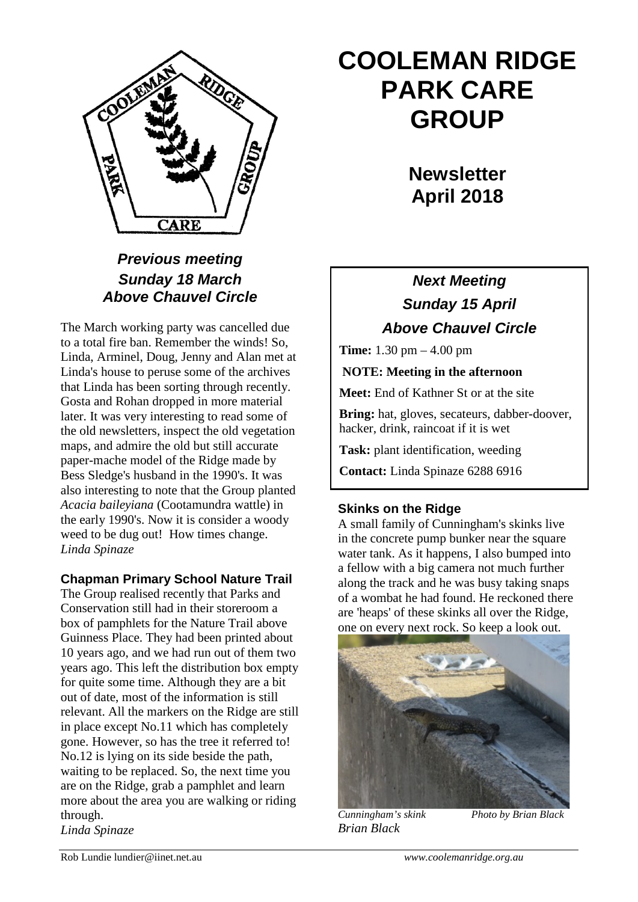# COOLEMAN RIDGE PARK CARE GROUP

## Newsletter April 2018

### *Previous meeting Sunday 18 March Above Chauvel Circle*

The March working party was cancelled due to a total fire ban. Remember the winds! So, Linda, Arminel, Doug, Jenny and Alan met at Linda's house to peruse some of the archives that Linda has been sorting through recently. Gosta and Rohan dropped in more material later. It was very interesting to read some of the old newsletters, inspect the old vegetation maps, and admire the old but still accurate paper-mache model of the Ridge made by Bess Sledge's husband in the 1990's. It was also interesting to note that the Group planted *Acacia baileyiana* (Cootamundra wattle) in the early 1990's. Now it is consider a woody weed to be dug out! How times change.
*Linda Spinaze*

### Chapman Primary School Nature Trail

The Group realised recently that Parks and Conservation still had in their storeroom a box of pamphlets for the Nature Trail above Guinness Place. They had been printed about 10 years ago, and we had run out of them two years ago. This left the distribution box empty for quite some time. Although they are a bit out of date, most of the information is still relevant. All the markers on the Ridge are still in place except No.11 which has completely gone. However, so has the tree it referred to! No.12 is lying on its side beside the path, waiting to be replaced. So, the next time you are on the Ridge, grab a pamphlet and learn more about the area you are walking or riding through.
*Linda Spinaze*

### *Next Meeting Sunday 15 April Above Chauvel Circle*

**Time:** 1.30 pm – 4.00 pm

**NOTE: Meeting in the afternoon**

**Meet:** End of Kathner St or at the site

**Bring:** hat, gloves, secateurs, dabber-doover, hacker, drink, raincoat if it is wet

**Task:** plant identification, weeding

**Contact:** Linda Spinaze 6288 6916

### Skinks on the Ridge

A small family of Cunningham's skinks live in the concrete pump bunker near the square water tank. As it happens, I also bumped into a fellow with a big camera not much further along the track and he was busy taking snaps of a wombat he had found. He reckoned there are 'heaps' of these skinks all over the Ridge, one on every next rock. So keep a look out.

*Cunningham's skink* *Photo by Brian Black*

*Brian Black*

Rob Lundie lundier@iinet.net.au *www.coolemanridge.org.au*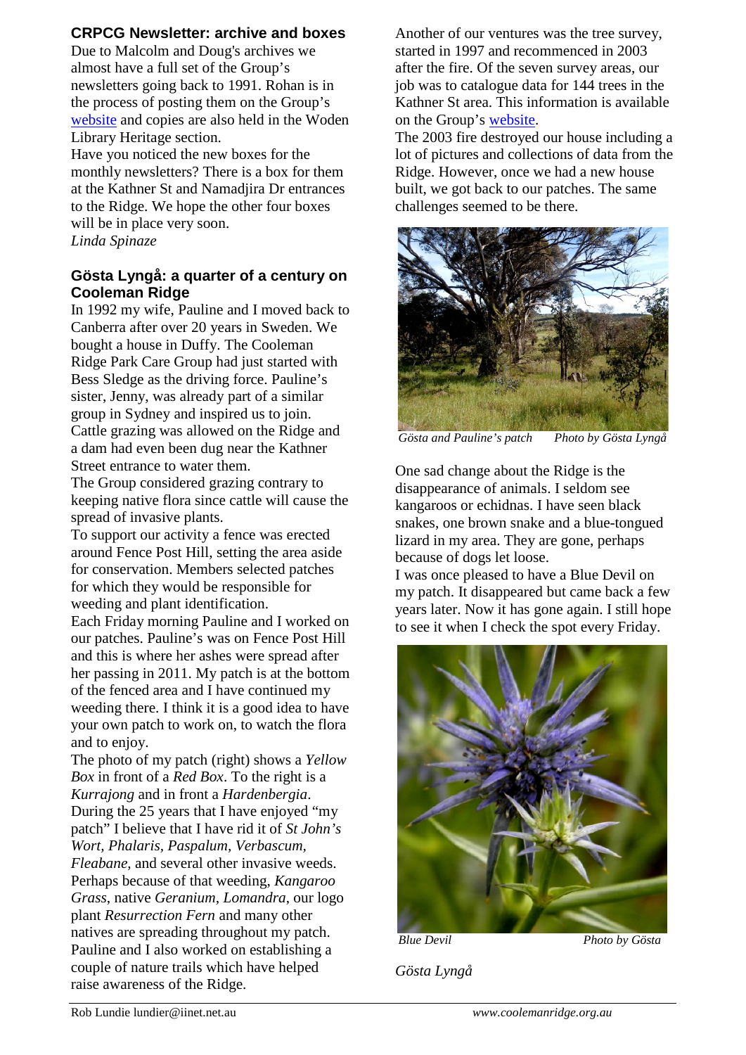## CRPCG Newsletter: archive and boxes

Due to Malcolm and Doug's archives we almost have a full set of the Group's newsletters going back to 1991. Rohan is in the process of posting them on the Group's website and copies are also held in the Woden Library Heritage section.

Have you noticed the new boxes for the monthly newsletters? There is a box for them at the Kathner St and Namadjira Dr entrances to the Ridge. We hope the other four boxes will be in place very soon.

*Linda Spinaze*

## Gösta Lyngå: a quarter of a century on Cooleman Ridge

In 1992 my wife, Pauline and I moved back to Canberra after over 20 years in Sweden. We bought a house in Duffy. The Cooleman Ridge Park Care Group had just started with Bess Sledge as the driving force. Pauline's sister, Jenny, was already part of a similar group in Sydney and inspired us to join. Cattle grazing was allowed on the Ridge and a dam had even been dug near the Kathner Street entrance to water them.

The Group considered grazing contrary to keeping native flora since cattle will cause the spread of invasive plants.

To support our activity a fence was erected around Fence Post Hill, setting the area aside for conservation. Members selected patches for which they would be responsible for weeding and plant identification.

Each Friday morning Pauline and I worked on our patches. Pauline's was on Fence Post Hill and this is where her ashes were spread after her passing in 2011. My patch is at the bottom of the fenced area and I have continued my weeding there. I think it is a good idea to have your own patch to work on, to watch the flora and to enjoy.

The photo of my patch (right) shows a *Yellow Box* in front of a *Red Box*. To the right is a *Kurrajong* and in front a *Hardenbergia*. During the 25 years that I have enjoyed "my patch" I believe that I have rid it of *St John's Wort, Phalaris, Paspalum, Verbascum, Fleabane*, and several other invasive weeds. Perhaps because of that weeding, *Kangaroo Grass*, native *Geranium*, *Lomandra*, our logo plant *Resurrection Fern* and many other natives are spreading throughout my patch. Pauline and I also worked on establishing a couple of nature trails which have helped raise awareness of the Ridge.

Another of our ventures was the tree survey, started in 1997 and recommenced in 2003 after the fire. Of the seven survey areas, our job was to catalogue data for 144 trees in the Kathner St area. This information is available on the Group's website.

The 2003 fire destroyed our house including a lot of pictures and collections of data from the Ridge. However, once we had a new house built, we got back to our patches. The same challenges seemed to be there.

*Gösta and Pauline's patch* *Photo by Gösta Lyngå*

One sad change about the Ridge is the disappearance of animals. I seldom see kangaroos or echidnas. I have seen black snakes, one brown snake and a blue-tongued lizard in my area. They are gone, perhaps because of dogs let loose.

I was once pleased to have a Blue Devil on my patch. It disappeared but came back a few years later. Now it has gone again. I still hope to see it when I check the spot every Friday.

*Blue Devil* *Photo by Gösta*

*Gösta Lyngå*

Rob Lundie lundier@iinet.net.au *www.coolemanridge.org.au*